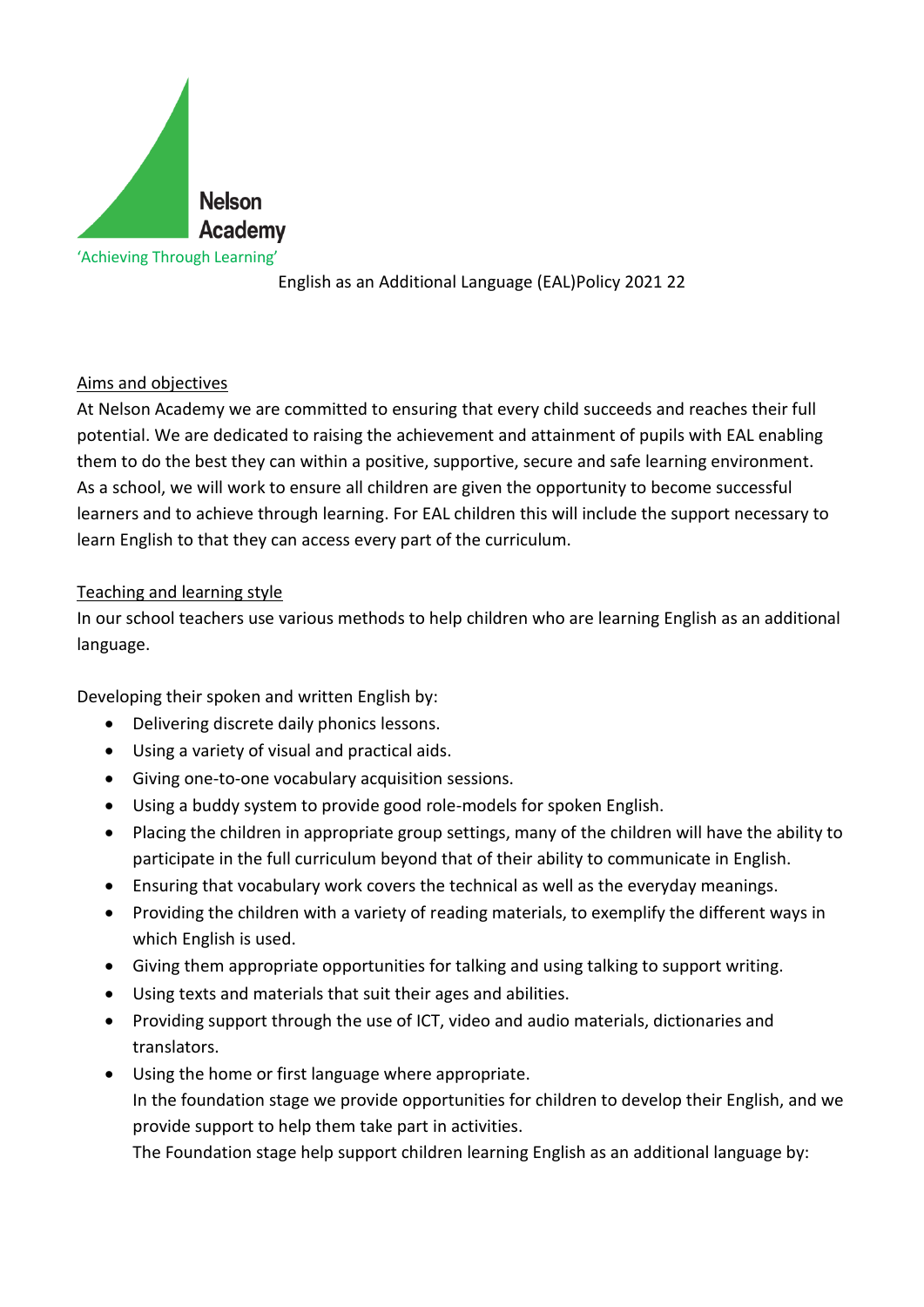Nelson Academy

'Achieving Through Learning'

English as an Additional Language (EAL)Policy 2021 22

## Aims and objectives

At Nelson Academy we are committed to ensuring that every child succeeds and reaches their full potential. We are dedicated to raising the achievement and attainment of pupils with EAL enabling them to do the best they can within a positive, supportive, secure and safe learning environment. As a school, we will work to ensure all children are given the opportunity to become successful learners and to achieve through learning. For EAL children this will include the support necessary to learn English to that they can access every part of the curriculum.

## Teaching and learning style

In our school teachers use various methods to help children who are learning English as an additional language.

Developing their spoken and written English by:

- Delivering discrete daily phonics lessons.
- Using a variety of visual and practical aids.
- Giving one-to-one vocabulary acquisition sessions.
- Using a buddy system to provide good role-models for spoken English.
- Placing the children in appropriate group settings, many of the children will have the ability to participate in the full curriculum beyond that of their ability to communicate in English.
- Ensuring that vocabulary work covers the technical as well as the everyday meanings.
- Providing the children with a variety of reading materials, to exemplify the different ways in which English is used.
- Giving them appropriate opportunities for talking and using talking to support writing.
- Using texts and materials that suit their ages and abilities.
- Providing support through the use of ICT, video and audio materials, dictionaries and translators.
- Using the home or first language where appropriate.
  In the foundation stage we provide opportunities for children to develop their English, and we provide support to help them take part in activities.
  The Foundation stage help support children learning English as an additional language by: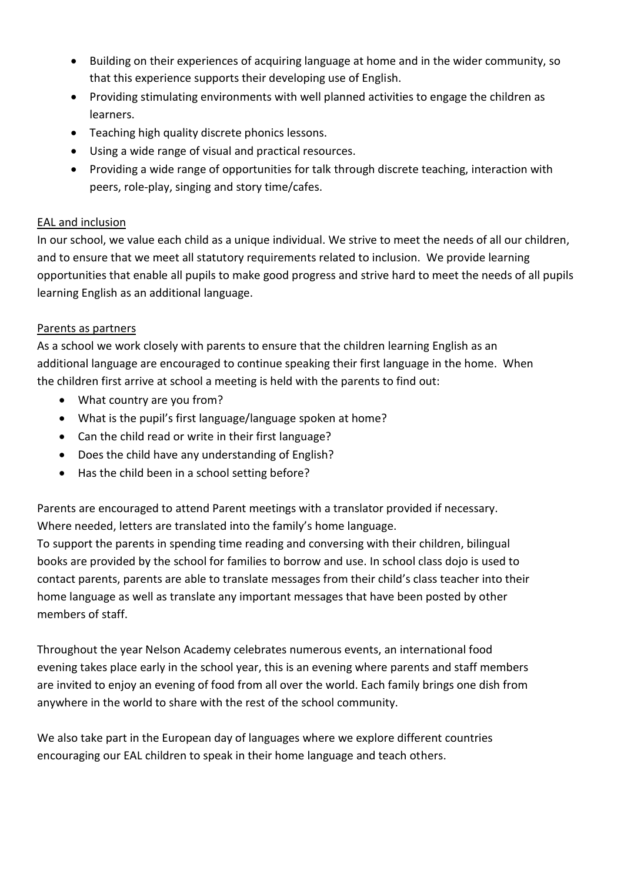- Building on their experiences of acquiring language at home and in the wider community, so that this experience supports their developing use of English.
- Providing stimulating environments with well planned activities to engage the children as learners.
- Teaching high quality discrete phonics lessons.
- Using a wide range of visual and practical resources.
- Providing a wide range of opportunities for talk through discrete teaching, interaction with peers, role-play, singing and story time/cafes.

## EAL and inclusion

In our school, we value each child as a unique individual. We strive to meet the needs of all our children, and to ensure that we meet all statutory requirements related to inclusion. We provide learning opportunities that enable all pupils to make good progress and strive hard to meet the needs of all pupils learning English as an additional language.

## Parents as partners

As a school we work closely with parents to ensure that the children learning English as an additional language are encouraged to continue speaking their first language in the home. When the children first arrive at school a meeting is held with the parents to find out:

- What country are you from?
- What is the pupil's first language/language spoken at home?
- Can the child read or write in their first language?
- Does the child have any understanding of English?
- Has the child been in a school setting before?

Parents are encouraged to attend Parent meetings with a translator provided if necessary. Where needed, letters are translated into the family's home language.
To support the parents in spending time reading and conversing with their children, bilingual books are provided by the school for families to borrow and use. In school class dojo is used to contact parents, parents are able to translate messages from their child's class teacher into their home language as well as translate any important messages that have been posted by other members of staff.

Throughout the year Nelson Academy celebrates numerous events, an international food evening takes place early in the school year, this is an evening where parents and staff members are invited to enjoy an evening of food from all over the world. Each family brings one dish from anywhere in the world to share with the rest of the school community.

We also take part in the European day of languages where we explore different countries encouraging our EAL children to speak in their home language and teach others.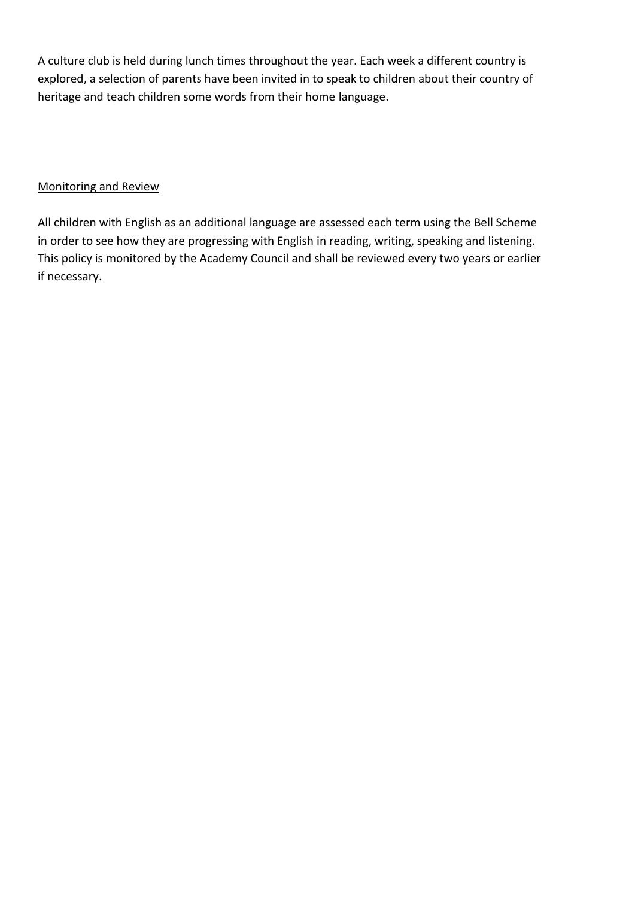A culture club is held during lunch times throughout the year. Each week a different country is explored, a selection of parents have been invited in to speak to children about their country of heritage and teach children some words from their home language.

## Monitoring and Review

All children with English as an additional language are assessed each term using the Bell Scheme in order to see how they are progressing with English in reading, writing, speaking and listening. This policy is monitored by the Academy Council and shall be reviewed every two years or earlier if necessary.